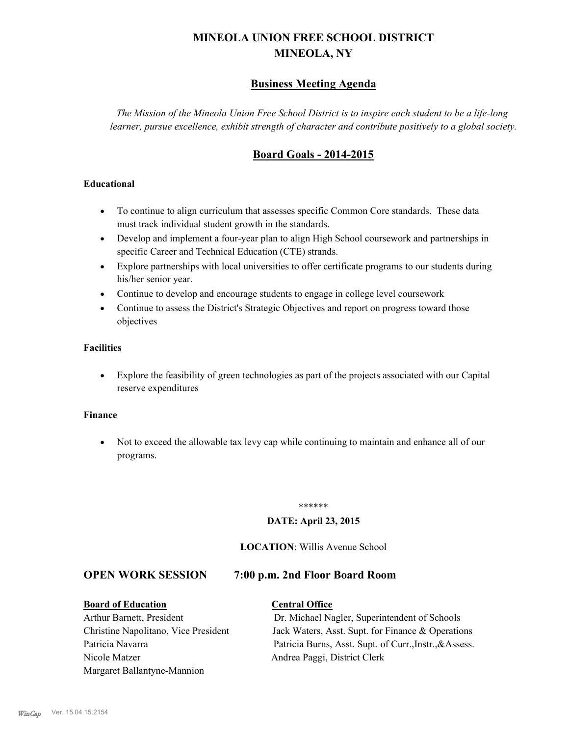# MINEOLA UNION FREE SCHOOL DISTRICT
# MINEOLA, NY

## Business Meeting Agenda

*The Mission of the Mineola Union Free School District is to inspire each student to be a life-long learner, pursue excellence, exhibit strength of character and contribute positively to a global society.*

## Board Goals - 2014-2015

**Educational**

- To continue to align curriculum that assesses specific Common Core standards. These data must track individual student growth in the standards.
- Develop and implement a four-year plan to align High School coursework and partnerships in specific Career and Technical Education (CTE) strands.
- Explore partnerships with local universities to offer certificate programs to our students during his/her senior year.
- Continue to develop and encourage students to engage in college level coursework
- Continue to assess the District's Strategic Objectives and report on progress toward those objectives

**Facilities**

- Explore the feasibility of green technologies as part of the projects associated with our Capital reserve expenditures

**Finance**

- Not to exceed the allowable tax levy cap while continuing to maintain and enhance all of our programs.

******

**DATE: April 23, 2015**

**LOCATION**: Willis Avenue School

## OPEN WORK SESSION 7:00 p.m. 2nd Floor Board Room

| Board of Education | Central Office |
| --- | --- |
| Arthur Barnett, President | Dr. Michael Nagler, Superintendent of Schools |
| Christine Napolitano, Vice President | Jack Waters, Asst. Supt. for Finance & Operations |
| Patricia Navarra | Patricia Burns, Asst. Supt. of Curr.,Instr.,&Assess. |
| Nicole Matzer | Andrea Paggi, District Clerk |
| Margaret Ballantyne-Mannion | |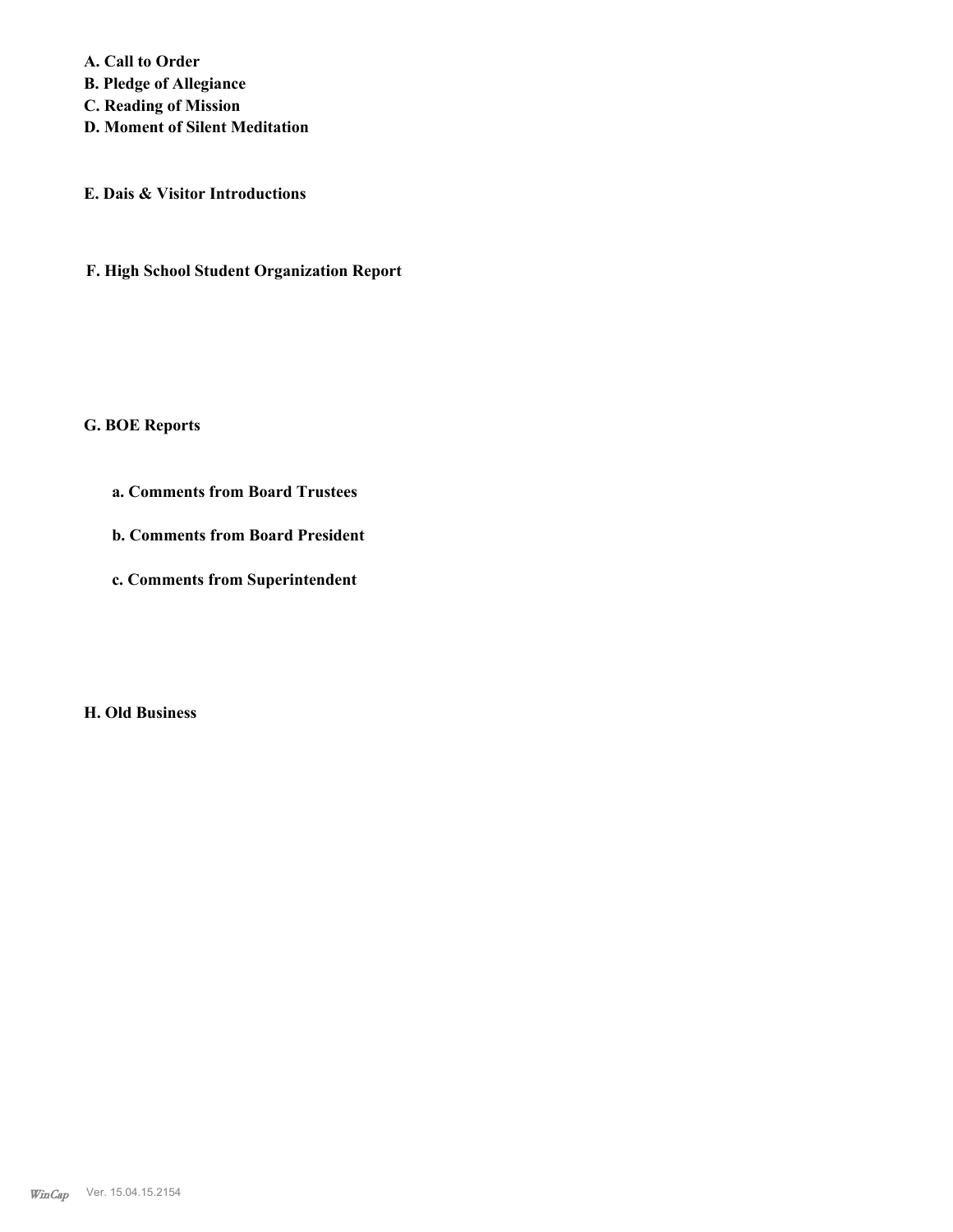**A. Call to Order**
**B. Pledge of Allegiance**
**C. Reading of Mission**
**D. Moment of Silent Meditation**

**E. Dais & Visitor Introductions**

**F. High School Student Organization Report**

**G. BOE Reports**

**a. Comments from Board Trustees**

**b. Comments from Board President**

**c. Comments from Superintendent**

**H. Old Business**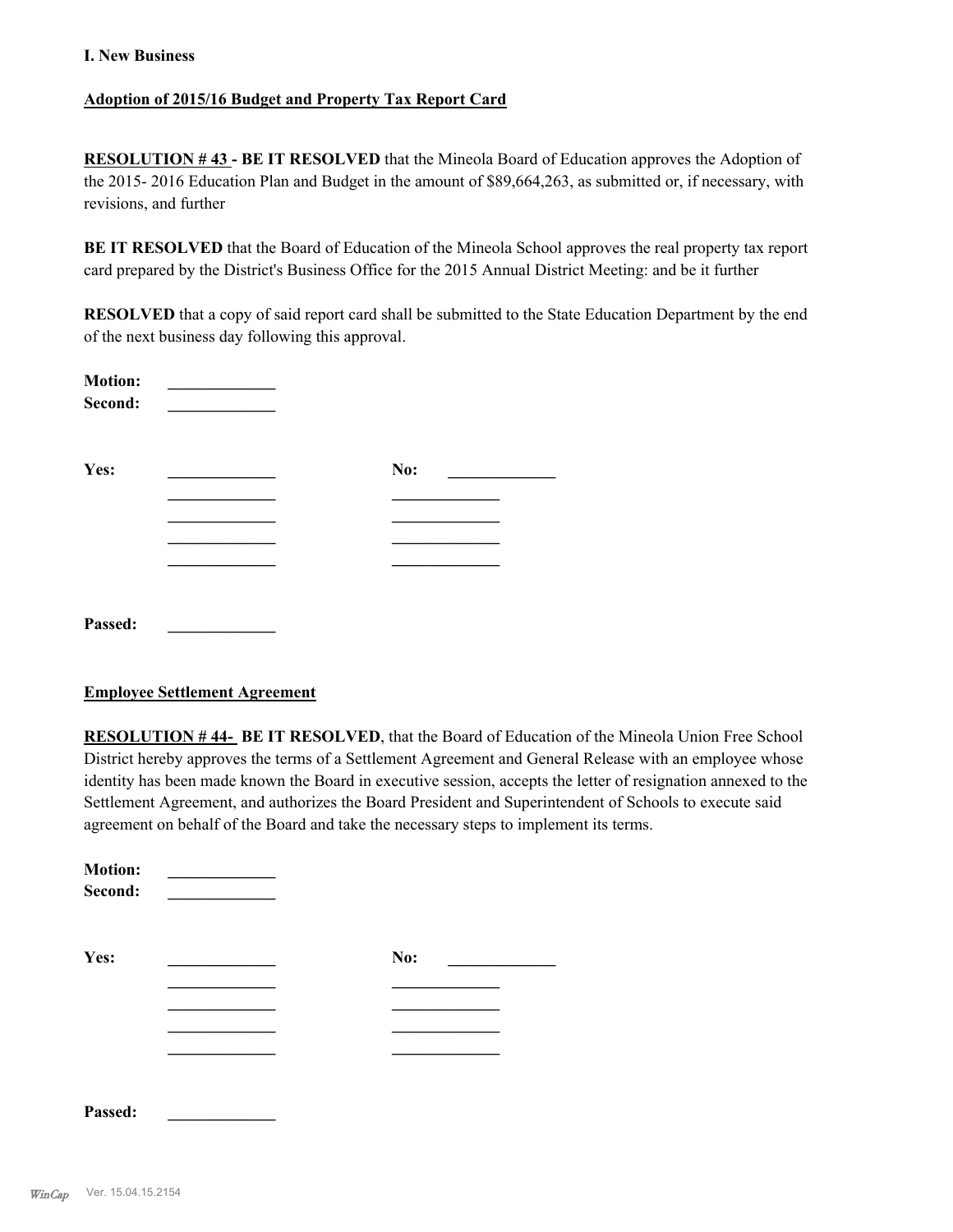**I. New Business**

**Adoption of 2015/16 Budget and Property Tax Report Card**

**RESOLUTION # 43 - BE IT RESOLVED** that the Mineola Board of Education approves the Adoption of the 2015- 2016 Education Plan and Budget in the amount of $89,664,263, as submitted or, if necessary, with revisions, and further

**BE IT RESOLVED** that the Board of Education of the Mineola School approves the real property tax report card prepared by the District's Business Office for the 2015 Annual District Meeting: and be it further

**RESOLVED** that a copy of said report card shall be submitted to the State Education Department by the end of the next business day following this approval.

**Motion:** _____________
**Second:** _____________

| **Yes:** | _____________ | **No:** | _____________ |
|---|---|---|---|
| | _____________ | | _____________ |
| | _____________ | | _____________ |
| | _____________ | | _____________ |
| | _____________ | | _____________ |

**Passed:** _____________

**Employee Settlement Agreement**

**RESOLUTION # 44- BE IT RESOLVED**, that the Board of Education of the Mineola Union Free School District hereby approves the terms of a Settlement Agreement and General Release with an employee whose identity has been made known the Board in executive session, accepts the letter of resignation annexed to the Settlement Agreement, and authorizes the Board President and Superintendent of Schools to execute said agreement on behalf of the Board and take the necessary steps to implement its terms.

**Motion:** _____________
**Second:** _____________

| **Yes:** | _____________ | **No:** | _____________ |
|---|---|---|---|
| | _____________ | | _____________ |
| | _____________ | | _____________ |
| | _____________ | | _____________ |
| | _____________ | | _____________ |

**Passed:** _____________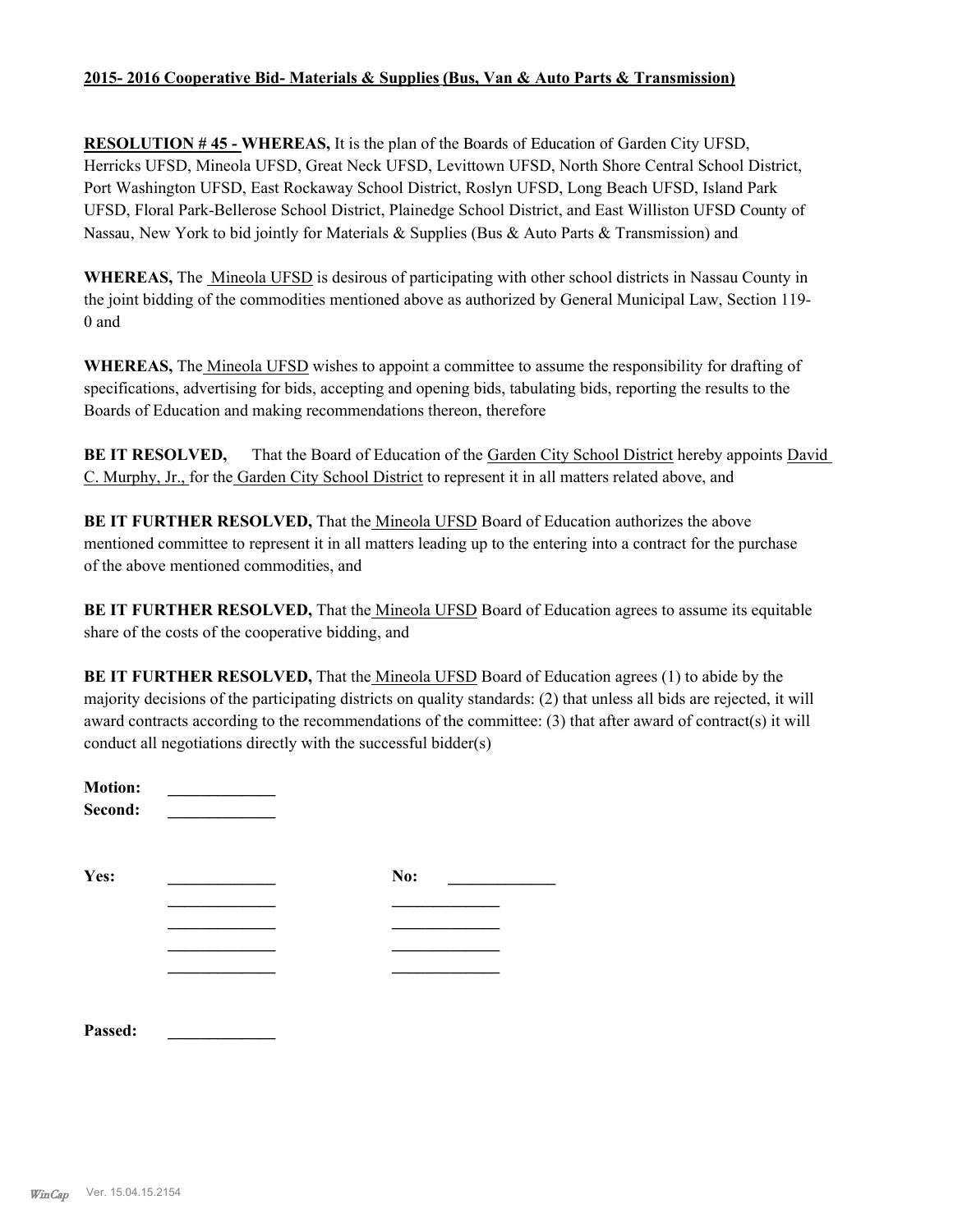**2015- 2016 Cooperative Bid- Materials & Supplies (Bus, Van & Auto Parts & Transmission)**

**RESOLUTION # 45 - WHEREAS,** It is the plan of the Boards of Education of Garden City UFSD, Herricks UFSD, Mineola UFSD, Great Neck UFSD, Levittown UFSD, North Shore Central School District, Port Washington UFSD, East Rockaway School District, Roslyn UFSD, Long Beach UFSD, Island Park UFSD, Floral Park-Bellerose School District, Plainedge School District, and East Williston UFSD County of Nassau, New York to bid jointly for Materials & Supplies (Bus & Auto Parts & Transmission) and

**WHEREAS,** The Mineola UFSD is desirous of participating with other school districts in Nassau County in the joint bidding of the commodities mentioned above as authorized by General Municipal Law, Section 119-0 and

**WHEREAS,** The Mineola UFSD wishes to appoint a committee to assume the responsibility for drafting of specifications, advertising for bids, accepting and opening bids, tabulating bids, reporting the results to the Boards of Education and making recommendations thereon, therefore

**BE IT RESOLVED,** That the Board of Education of the Garden City School District hereby appoints David C. Murphy, Jr., for the Garden City School District to represent it in all matters related above, and

**BE IT FURTHER RESOLVED,** That the Mineola UFSD Board of Education authorizes the above mentioned committee to represent it in all matters leading up to the entering into a contract for the purchase of the above mentioned commodities, and

**BE IT FURTHER RESOLVED,** That the Mineola UFSD Board of Education agrees to assume its equitable share of the costs of the cooperative bidding, and

**BE IT FURTHER RESOLVED,** That the Mineola UFSD Board of Education agrees (1) to abide by the majority decisions of the participating districts on quality standards: (2) that unless all bids are rejected, it will award contracts according to the recommendations of the committee: (3) that after award of contract(s) it will conduct all negotiations directly with the successful bidder(s)

**Motion:** _____________
**Second:** _____________

**Yes:** _____________ **No:** _____________

_____________ _____________

_____________ _____________

_____________ _____________

_____________ _____________

**Passed:** _____________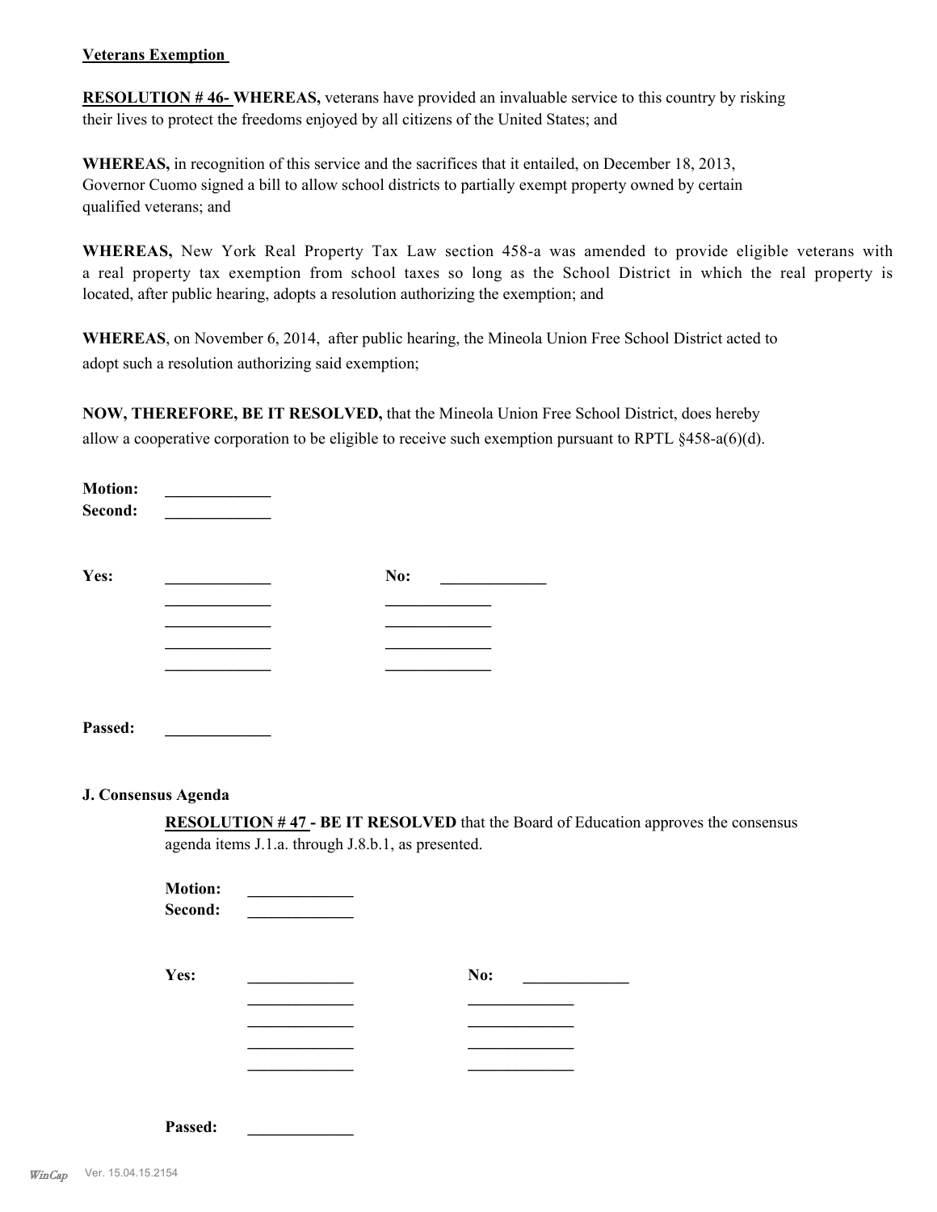**Veterans Exemption**

**RESOLUTION # 46- WHEREAS,** veterans have provided an invaluable service to this country by risking their lives to protect the freedoms enjoyed by all citizens of the United States; and

**WHEREAS,** in recognition of this service and the sacrifices that it entailed, on December 18, 2013, Governor Cuomo signed a bill to allow school districts to partially exempt property owned by certain qualified veterans; and

**WHEREAS,** New York Real Property Tax Law section 458-a was amended to provide eligible veterans with a real property tax exemption from school taxes so long as the School District in which the real property is located, after public hearing, adopts a resolution authorizing the exemption; and

**WHEREAS**, on November 6, 2014, after public hearing, the Mineola Union Free School District acted to adopt such a resolution authorizing said exemption;

**NOW, THEREFORE, BE IT RESOLVED,** that the Mineola Union Free School District, does hereby allow a cooperative corporation to be eligible to receive such exemption pursuant to RPTL §458-a(6)(d).

**Motion:** _____________
**Second:** _____________

| **Yes:** | _____________ | **No:** | _____________ |
|---|---|---|---|
| | _____________ | | _____________ |
| | _____________ | | _____________ |
| | _____________ | | _____________ |
| | _____________ | | _____________ |

**Passed:** _____________

**J. Consensus Agenda**

**RESOLUTION # 47 - BE IT RESOLVED** that the Board of Education approves the consensus agenda items J.1.a. through J.8.b.1, as presented.

**Motion:** _____________
**Second:** _____________

| **Yes:** | _____________ | **No:** | _____________ |
|---|---|---|---|
| | _____________ | | _____________ |
| | _____________ | | _____________ |
| | _____________ | | _____________ |
| | _____________ | | _____________ |

**Passed:** _____________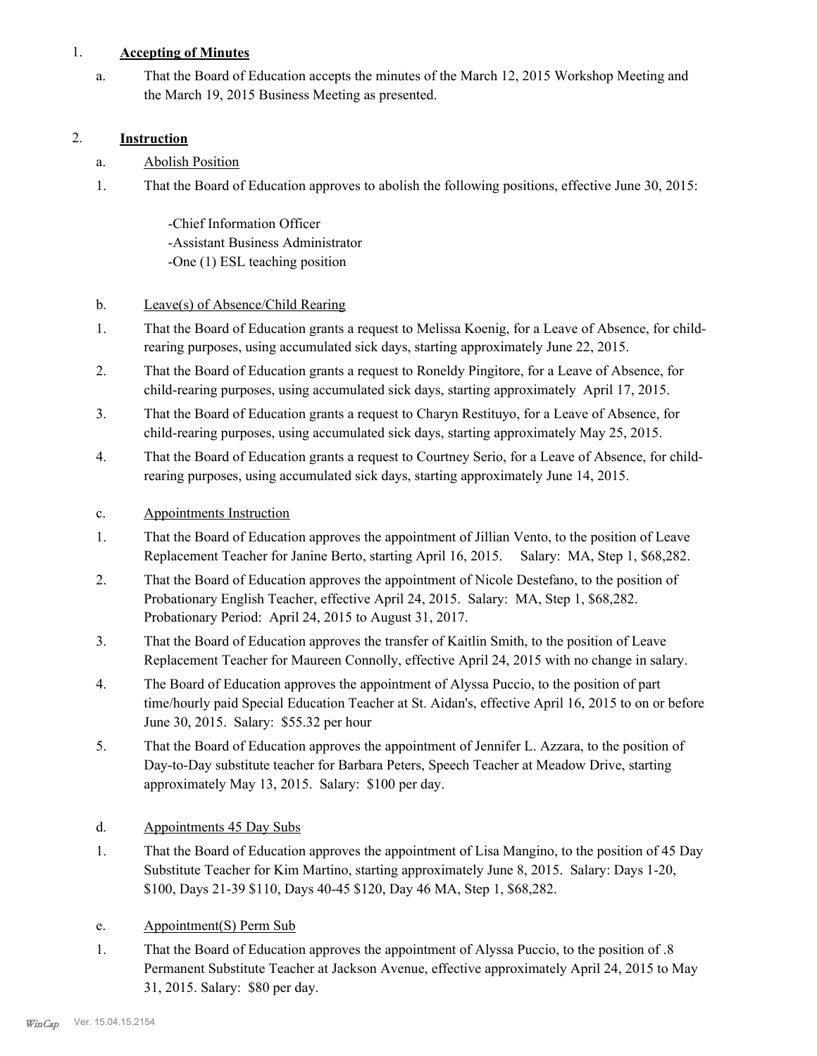1. **Accepting of Minutes**

   a. That the Board of Education accepts the minutes of the March 12, 2015 Workshop Meeting and the March 19, 2015 Business Meeting as presented.

2. **Instruction**

   a. Abolish Position

   1. That the Board of Education approves to abolish the following positions, effective June 30, 2015:

      -Chief Information Officer
      -Assistant Business Administrator
      -One (1) ESL teaching position

   b. Leave(s) of Absence/Child Rearing

   1. That the Board of Education grants a request to Melissa Koenig, for a Leave of Absence, for child-rearing purposes, using accumulated sick days, starting approximately June 22, 2015.
   2. That the Board of Education grants a request to Roneldy Pingitore, for a Leave of Absence, for child-rearing purposes, using accumulated sick days, starting approximately April 17, 2015.
   3. That the Board of Education grants a request to Charyn Restituyo, for a Leave of Absence, for child-rearing purposes, using accumulated sick days, starting approximately May 25, 2015.
   4. That the Board of Education grants a request to Courtney Serio, for a Leave of Absence, for child-rearing purposes, using accumulated sick days, starting approximately June 14, 2015.

   c. Appointments Instruction

   1. That the Board of Education approves the appointment of Jillian Vento, to the position of Leave Replacement Teacher for Janine Berto, starting April 16, 2015. Salary: MA, Step 1, $68,282.
   2. That the Board of Education approves the appointment of Nicole Destefano, to the position of Probationary English Teacher, effective April 24, 2015. Salary: MA, Step 1, $68,282. Probationary Period: April 24, 2015 to August 31, 2017.
   3. That the Board of Education approves the transfer of Kaitlin Smith, to the position of Leave Replacement Teacher for Maureen Connolly, effective April 24, 2015 with no change in salary.
   4. The Board of Education approves the appointment of Alyssa Puccio, to the position of part time/hourly paid Special Education Teacher at St. Aidan's, effective April 16, 2015 to on or before June 30, 2015. Salary: $55.32 per hour
   5. That the Board of Education approves the appointment of Jennifer L. Azzara, to the position of Day-to-Day substitute teacher for Barbara Peters, Speech Teacher at Meadow Drive, starting approximately May 13, 2015. Salary: $100 per day.

   d. Appointments 45 Day Subs

   1. That the Board of Education approves the appointment of Lisa Mangino, to the position of 45 Day Substitute Teacher for Kim Martino, starting approximately June 8, 2015. Salary: Days 1-20, $100, Days 21-39 $110, Days 40-45 $120, Day 46 MA, Step 1, $68,282.

   e. Appointment(S) Perm Sub

   1. That the Board of Education approves the appointment of Alyssa Puccio, to the position of .8 Permanent Substitute Teacher at Jackson Avenue, effective approximately April 24, 2015 to May 31, 2015. Salary: $80 per day.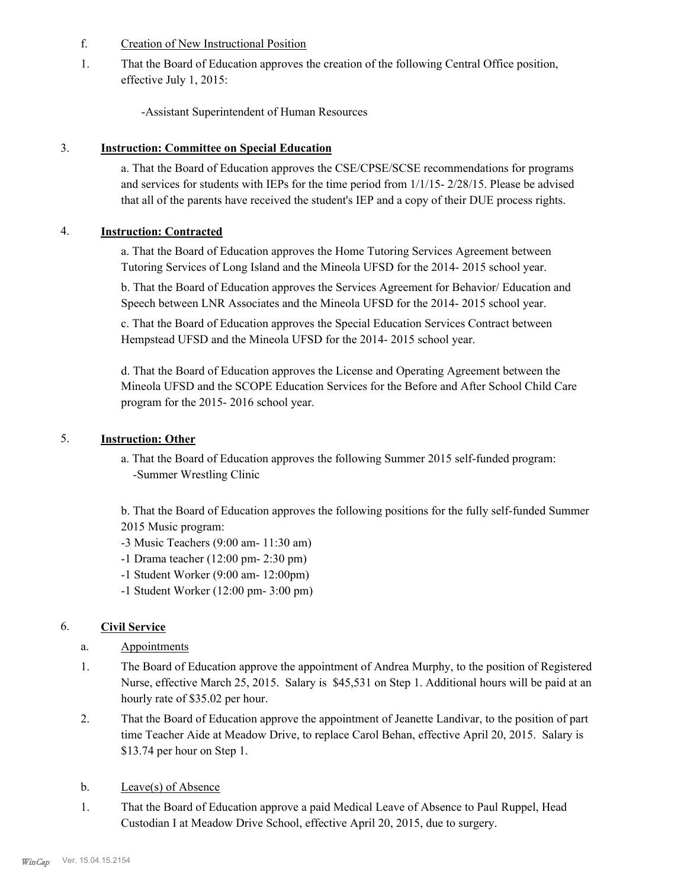f. Creation of New Instructional Position

1. That the Board of Education approves the creation of the following Central Office position, effective July 1, 2015:

    -Assistant Superintendent of Human Resources

3. **Instruction: Committee on Special Education**

    a. That the Board of Education approves the CSE/CPSE/SCSE recommendations for programs and services for students with IEPs for the time period from 1/1/15- 2/28/15. Please be advised that all of the parents have received the student's IEP and a copy of their DUE process rights.

4. **Instruction: Contracted**

    a. That the Board of Education approves the Home Tutoring Services Agreement between Tutoring Services of Long Island and the Mineola UFSD for the 2014- 2015 school year.

    b. That the Board of Education approves the Services Agreement for Behavior/ Education and Speech between LNR Associates and the Mineola UFSD for the 2014- 2015 school year.

    c. That the Board of Education approves the Special Education Services Contract between Hempstead UFSD and the Mineola UFSD for the 2014- 2015 school year.

    d. That the Board of Education approves the License and Operating Agreement between the Mineola UFSD and the SCOPE Education Services for the Before and After School Child Care program for the 2015- 2016 school year.

5. **Instruction: Other**

    a. That the Board of Education approves the following Summer 2015 self-funded program:
    -Summer Wrestling Clinic

    b. That the Board of Education approves the following positions for the fully self-funded Summer 2015 Music program:
    -3 Music Teachers (9:00 am- 11:30 am)
    -1 Drama teacher (12:00 pm- 2:30 pm)
    -1 Student Worker (9:00 am- 12:00pm)
    -1 Student Worker (12:00 pm- 3:00 pm)

6. **Civil Service**

    a. Appointments

    1. The Board of Education approve the appointment of Andrea Murphy, to the position of Registered Nurse, effective March 25, 2015. Salary is $45,531 on Step 1. Additional hours will be paid at an hourly rate of $35.02 per hour.

    2. That the Board of Education approve the appointment of Jeanette Landivar, to the position of part time Teacher Aide at Meadow Drive, to replace Carol Behan, effective April 20, 2015. Salary is $13.74 per hour on Step 1.

    b. Leave(s) of Absence

    1. That the Board of Education approve a paid Medical Leave of Absence to Paul Ruppel, Head Custodian I at Meadow Drive School, effective April 20, 2015, due to surgery.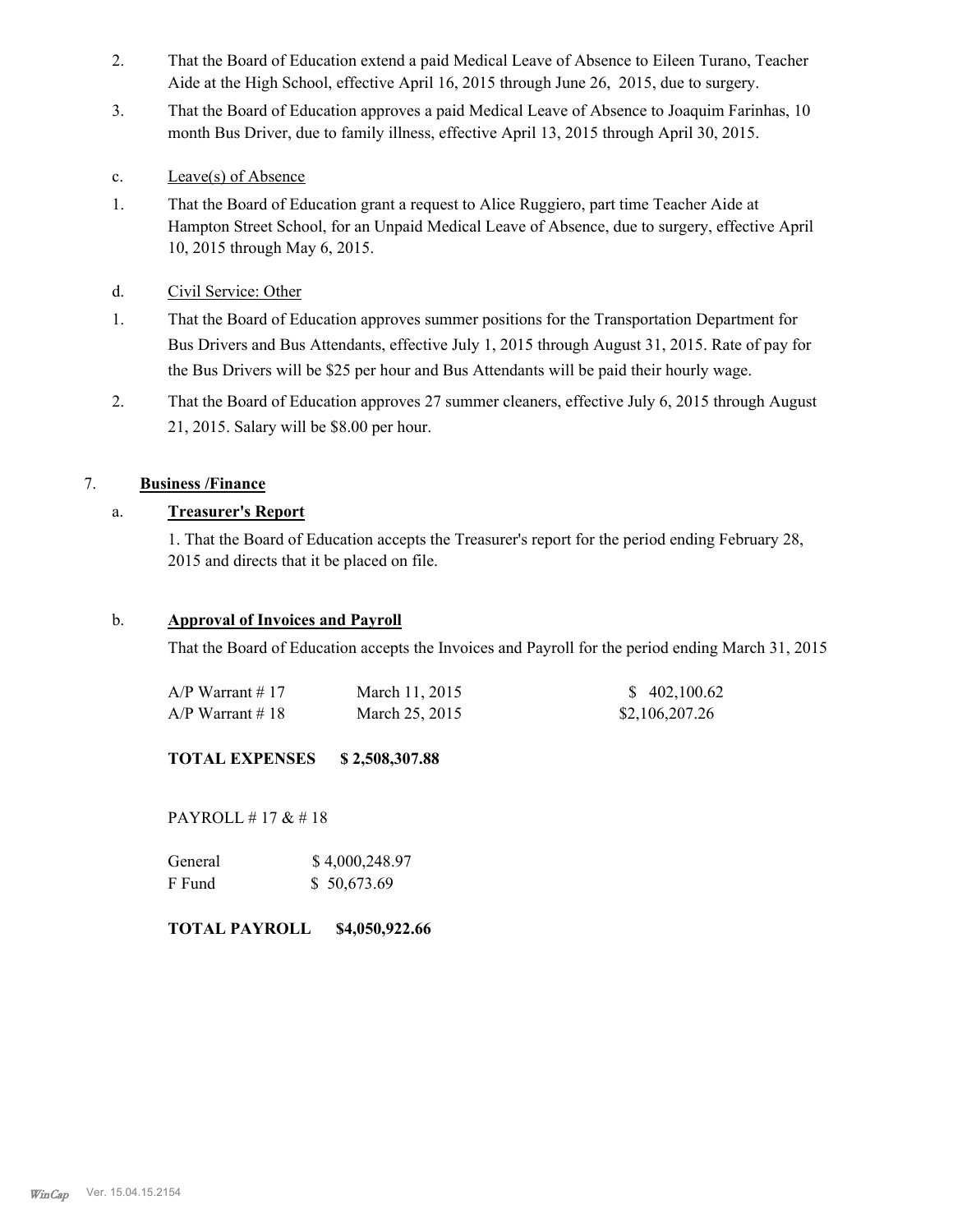2. That the Board of Education extend a paid Medical Leave of Absence to Eileen Turano, Teacher Aide at the High School, effective April 16, 2015 through June 26, 2015, due to surgery.
3. That the Board of Education approves a paid Medical Leave of Absence to Joaquim Farinhas, 10 month Bus Driver, due to family illness, effective April 13, 2015 through April 30, 2015.

c. Leave(s) of Absence

1. That the Board of Education grant a request to Alice Ruggiero, part time Teacher Aide at Hampton Street School, for an Unpaid Medical Leave of Absence, due to surgery, effective April 10, 2015 through May 6, 2015.

d. Civil Service: Other

1. That the Board of Education approves summer positions for the Transportation Department for Bus Drivers and Bus Attendants, effective July 1, 2015 through August 31, 2015. Rate of pay for the Bus Drivers will be $25 per hour and Bus Attendants will be paid their hourly wage.
2. That the Board of Education approves 27 summer cleaners, effective July 6, 2015 through August 21, 2015. Salary will be $8.00 per hour.

7. **Business /Finance**

a. **Treasurer's Report**

1. That the Board of Education accepts the Treasurer's report for the period ending February 28, 2015 and directs that it be placed on file.

b. **Approval of Invoices and Payroll**

That the Board of Education accepts the Invoices and Payroll for the period ending March 31, 2015

| | | |
|---|---|---|
| A/P Warrant # 17 | March 11, 2015 | $ 402,100.62 |
| A/P Warrant # 18 | March 25, 2015 | $2,106,207.26 |

**TOTAL EXPENSES $ 2,508,307.88**

PAYROLL # 17 & # 18

| | |
|---|---|
| General | $ 4,000,248.97 |
| F Fund | $ 50,673.69 |

**TOTAL PAYROLL $4,050,922.66**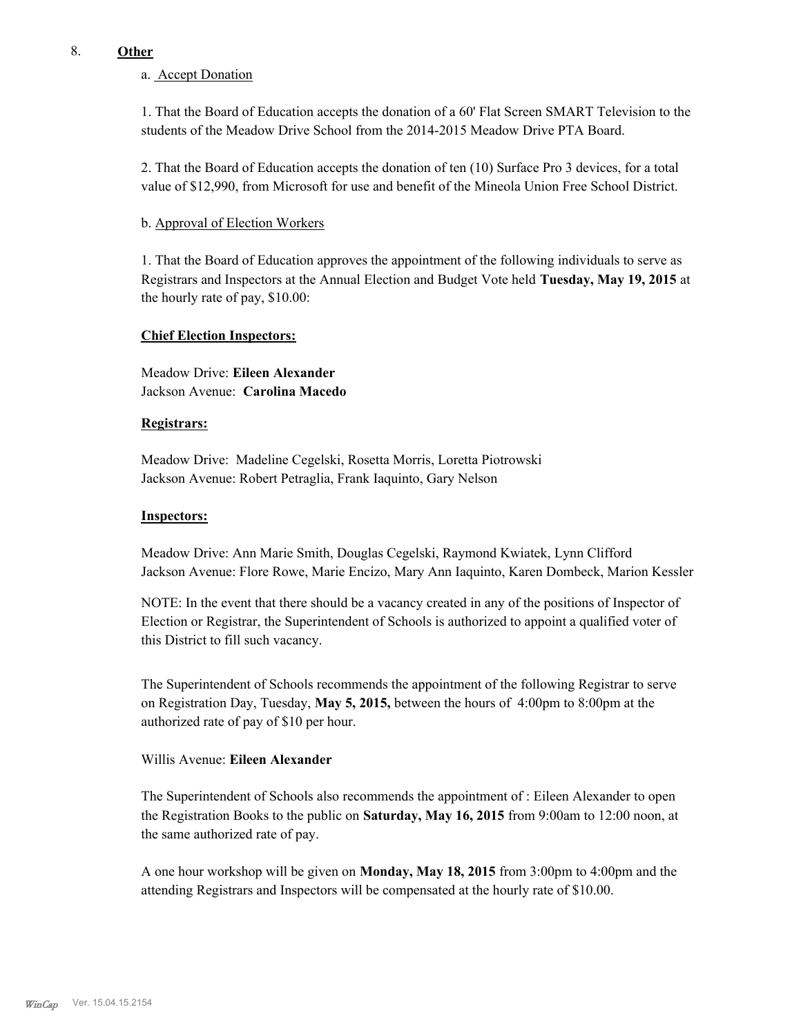## 8. **Other**

a. Accept Donation

1. That the Board of Education accepts the donation of a 60' Flat Screen SMART Television to the students of the Meadow Drive School from the 2014-2015 Meadow Drive PTA Board.

2. That the Board of Education accepts the donation of ten (10) Surface Pro 3 devices, for a total value of $12,990, from Microsoft for use and benefit of the Mineola Union Free School District.

b. Approval of Election Workers

1. That the Board of Education approves the appointment of the following individuals to serve as Registrars and Inspectors at the Annual Election and Budget Vote held **Tuesday, May 19, 2015** at the hourly rate of pay, $10.00:

**Chief Election Inspectors:**

Meadow Drive: **Eileen Alexander**
Jackson Avenue: **Carolina Macedo**

**Registrars:**

Meadow Drive: Madeline Cegelski, Rosetta Morris, Loretta Piotrowski
Jackson Avenue: Robert Petraglia, Frank Iaquinto, Gary Nelson

**Inspectors:**

Meadow Drive: Ann Marie Smith, Douglas Cegelski, Raymond Kwiatek, Lynn Clifford
Jackson Avenue: Flore Rowe, Marie Encizo, Mary Ann Iaquinto, Karen Dombeck, Marion Kessler

NOTE: In the event that there should be a vacancy created in any of the positions of Inspector of Election or Registrar, the Superintendent of Schools is authorized to appoint a qualified voter of this District to fill such vacancy.

The Superintendent of Schools recommends the appointment of the following Registrar to serve on Registration Day, Tuesday, **May 5, 2015,** between the hours of 4:00pm to 8:00pm at the authorized rate of pay of $10 per hour.

Willis Avenue: **Eileen Alexander**

The Superintendent of Schools also recommends the appointment of : Eileen Alexander to open the Registration Books to the public on **Saturday, May 16, 2015** from 9:00am to 12:00 noon, at the same authorized rate of pay.

A one hour workshop will be given on **Monday, May 18, 2015** from 3:00pm to 4:00pm and the attending Registrars and Inspectors will be compensated at the hourly rate of $10.00.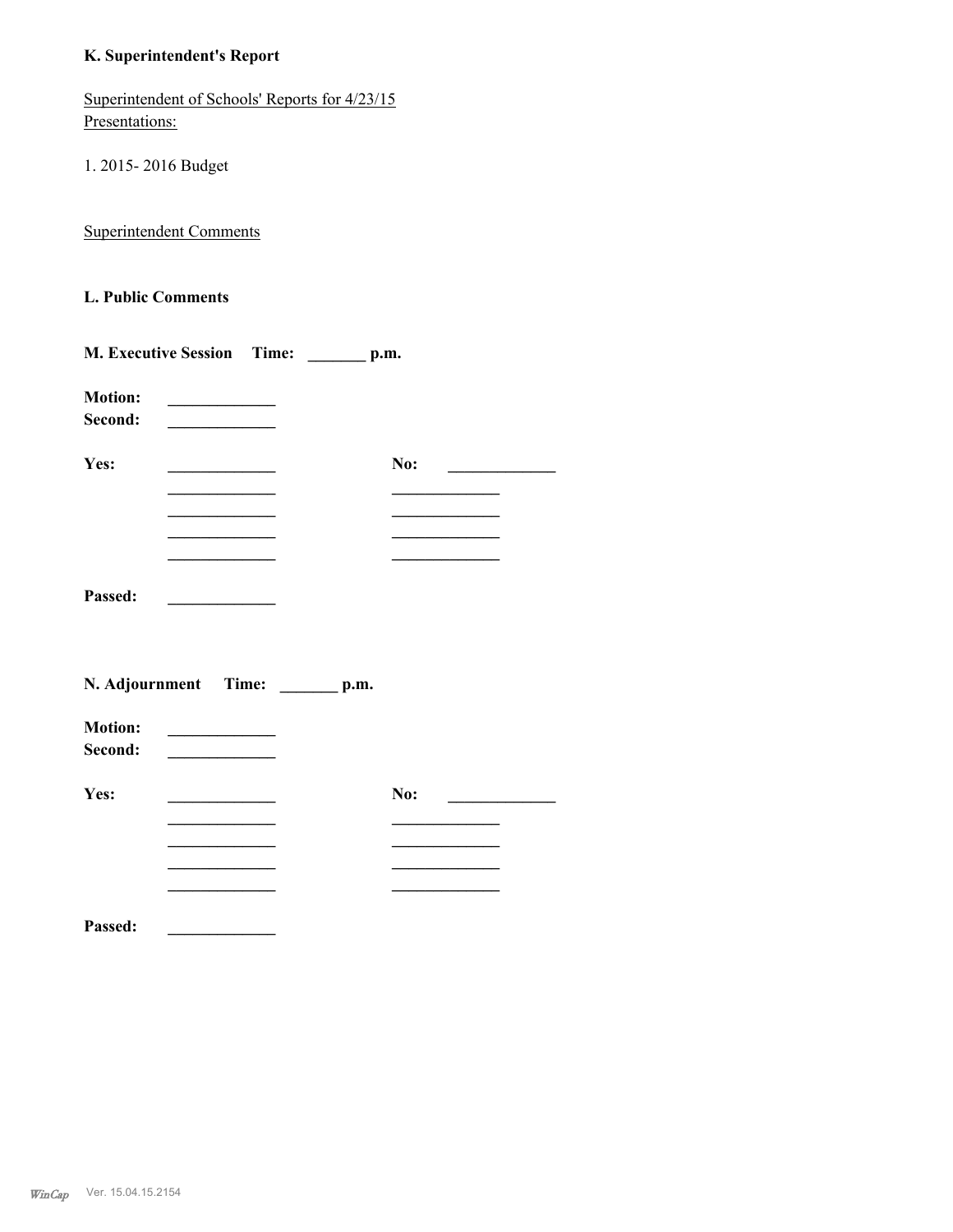### K. Superintendent's Report

Superintendent of Schools' Reports for 4/23/15
Presentations:

1. 2015- 2016 Budget

Superintendent Comments

### L. Public Comments

### M. Executive Session Time: _______ p.m.

**Motion:** _____________
**Second:** _____________

| | | | |
|---|---|---|---|
| **Yes:** | _____________ | **No:** | _____________ |
| | _____________ | | _____________ |
| | _____________ | | _____________ |
| | _____________ | | _____________ |
| | _____________ | | _____________ |

**Passed:** _____________

### N. Adjournment Time: _______ p.m.

**Motion:** _____________
**Second:** _____________

| | | | |
|---|---|---|---|
| **Yes:** | _____________ | **No:** | _____________ |
| | _____________ | | _____________ |
| | _____________ | | _____________ |
| | _____________ | | _____________ |
| | _____________ | | _____________ |

**Passed:** _____________